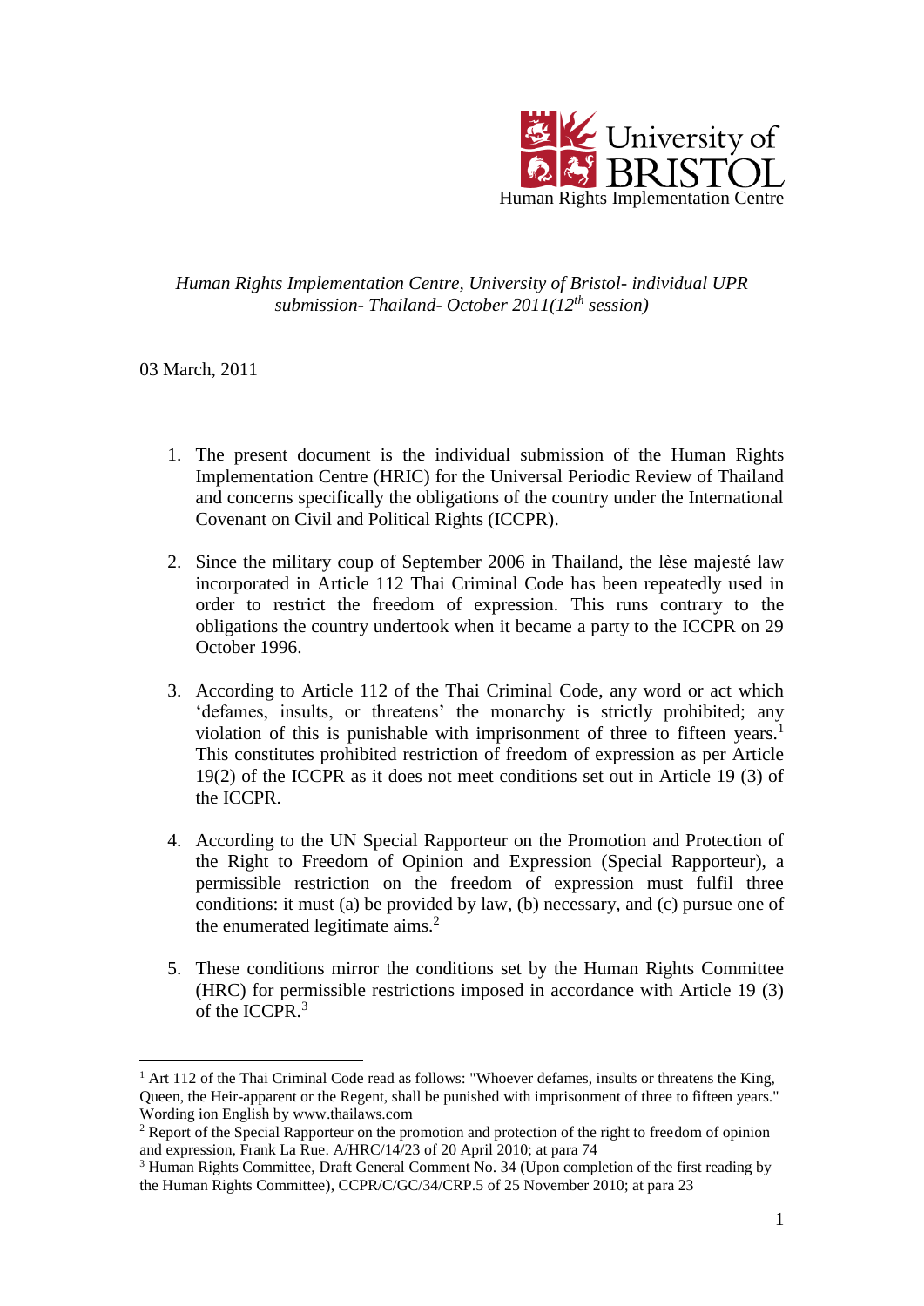University of BRISTOL
Human Rights Implementation Centre

*Human Rights Implementation Centre, University of Bristol- individual UPR submission- Thailand- October 2011(12th session)*

03 March, 2011

1. The present document is the individual submission of the Human Rights Implementation Centre (HRIC) for the Universal Periodic Review of Thailand and concerns specifically the obligations of the country under the International Covenant on Civil and Political Rights (ICCPR).

2. Since the military coup of September 2006 in Thailand, the lèse majesté law incorporated in Article 112 Thai Criminal Code has been repeatedly used in order to restrict the freedom of expression. This runs contrary to the obligations the country undertook when it became a party to the ICCPR on 29 October 1996.

3. According to Article 112 of the Thai Criminal Code, any word or act which 'defames, insults, or threatens' the monarchy is strictly prohibited; any violation of this is punishable with imprisonment of three to fifteen years.[1] This constitutes prohibited restriction of freedom of expression as per Article 19(2) of the ICCPR as it does not meet conditions set out in Article 19 (3) of the ICCPR.

4. According to the UN Special Rapporteur on the Promotion and Protection of the Right to Freedom of Opinion and Expression (Special Rapporteur), a permissible restriction on the freedom of expression must fulfil three conditions: it must (a) be provided by law, (b) necessary, and (c) pursue one of the enumerated legitimate aims.[2]

5. These conditions mirror the conditions set by the Human Rights Committee (HRC) for permissible restrictions imposed in accordance with Article 19 (3) of the ICCPR.[3]

---

[1] Art 112 of the Thai Criminal Code read as follows: "Whoever defames, insults or threatens the King, Queen, the Heir-apparent or the Regent, shall be punished with imprisonment of three to fifteen years." Wording ion English by www.thailaws.com

[2] Report of the Special Rapporteur on the promotion and protection of the right to freedom of opinion and expression, Frank La Rue. A/HRC/14/23 of 20 April 2010; at para 74

[3] Human Rights Committee, Draft General Comment No. 34 (Upon completion of the first reading by the Human Rights Committee), CCPR/C/GC/34/CRP.5 of 25 November 2010; at para 23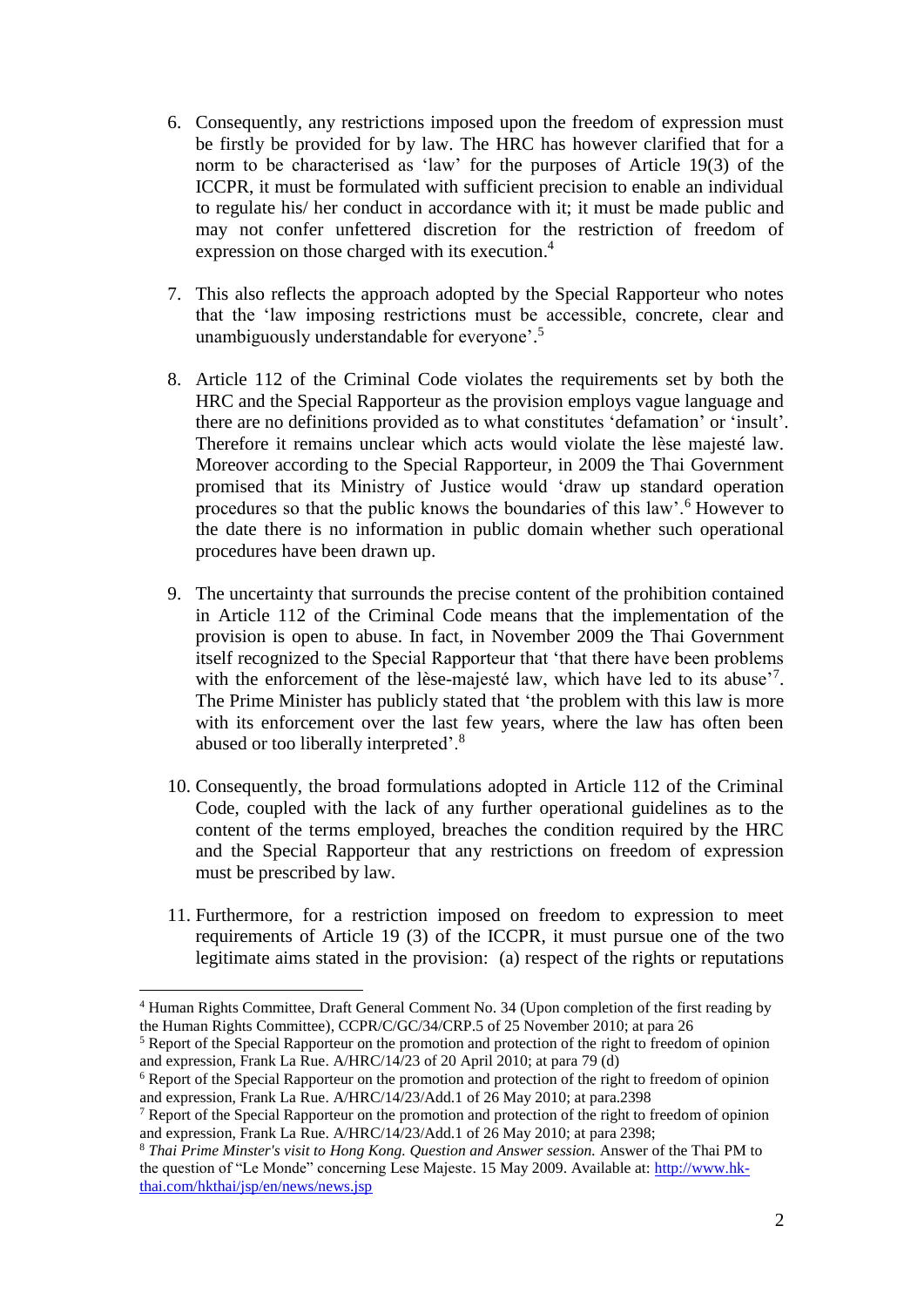6. Consequently, any restrictions imposed upon the freedom of expression must be firstly be provided for by law. The HRC has however clarified that for a norm to be characterised as 'law' for the purposes of Article 19(3) of the ICCPR, it must be formulated with sufficient precision to enable an individual to regulate his/ her conduct in accordance with it; it must be made public and may not confer unfettered discretion for the restriction of freedom of expression on those charged with its execution.[4]

7. This also reflects the approach adopted by the Special Rapporteur who notes that the 'law imposing restrictions must be accessible, concrete, clear and unambiguously understandable for everyone'.[5]

8. Article 112 of the Criminal Code violates the requirements set by both the HRC and the Special Rapporteur as the provision employs vague language and there are no definitions provided as to what constitutes 'defamation' or 'insult'. Therefore it remains unclear which acts would violate the lèse majesté law. Moreover according to the Special Rapporteur, in 2009 the Thai Government promised that its Ministry of Justice would 'draw up standard operation procedures so that the public knows the boundaries of this law'.[6] However to the date there is no information in public domain whether such operational procedures have been drawn up.

9. The uncertainty that surrounds the precise content of the prohibition contained in Article 112 of the Criminal Code means that the implementation of the provision is open to abuse. In fact, in November 2009 the Thai Government itself recognized to the Special Rapporteur that 'that there have been problems with the enforcement of the lèse-majesté law, which have led to its abuse'[7]. The Prime Minister has publicly stated that 'the problem with this law is more with its enforcement over the last few years, where the law has often been abused or too liberally interpreted'.[8]

10. Consequently, the broad formulations adopted in Article 112 of the Criminal Code, coupled with the lack of any further operational guidelines as to the content of the terms employed, breaches the condition required by the HRC and the Special Rapporteur that any restrictions on freedom of expression must be prescribed by law.

11. Furthermore, for a restriction imposed on freedom to expression to meet requirements of Article 19 (3) of the ICCPR, it must pursue one of the two legitimate aims stated in the provision: (a) respect of the rights or reputations

---

[4] Human Rights Committee, Draft General Comment No. 34 (Upon completion of the first reading by the Human Rights Committee), CCPR/C/GC/34/CRP.5 of 25 November 2010; at para 26

[5] Report of the Special Rapporteur on the promotion and protection of the right to freedom of opinion and expression, Frank La Rue. A/HRC/14/23 of 20 April 2010; at para 79 (d)

[6] Report of the Special Rapporteur on the promotion and protection of the right to freedom of opinion and expression, Frank La Rue. A/HRC/14/23/Add.1 of 26 May 2010; at para.2398

[7] Report of the Special Rapporteur on the promotion and protection of the right to freedom of opinion and expression, Frank La Rue. A/HRC/14/23/Add.1 of 26 May 2010; at para 2398;

[8] *Thai Prime Minster's visit to Hong Kong. Question and Answer session.* Answer of the Thai PM to the question of "Le Monde" concerning Lese Majeste. 15 May 2009. Available at: http://www.hk-thai.com/hkthai/jsp/en/news/news.jsp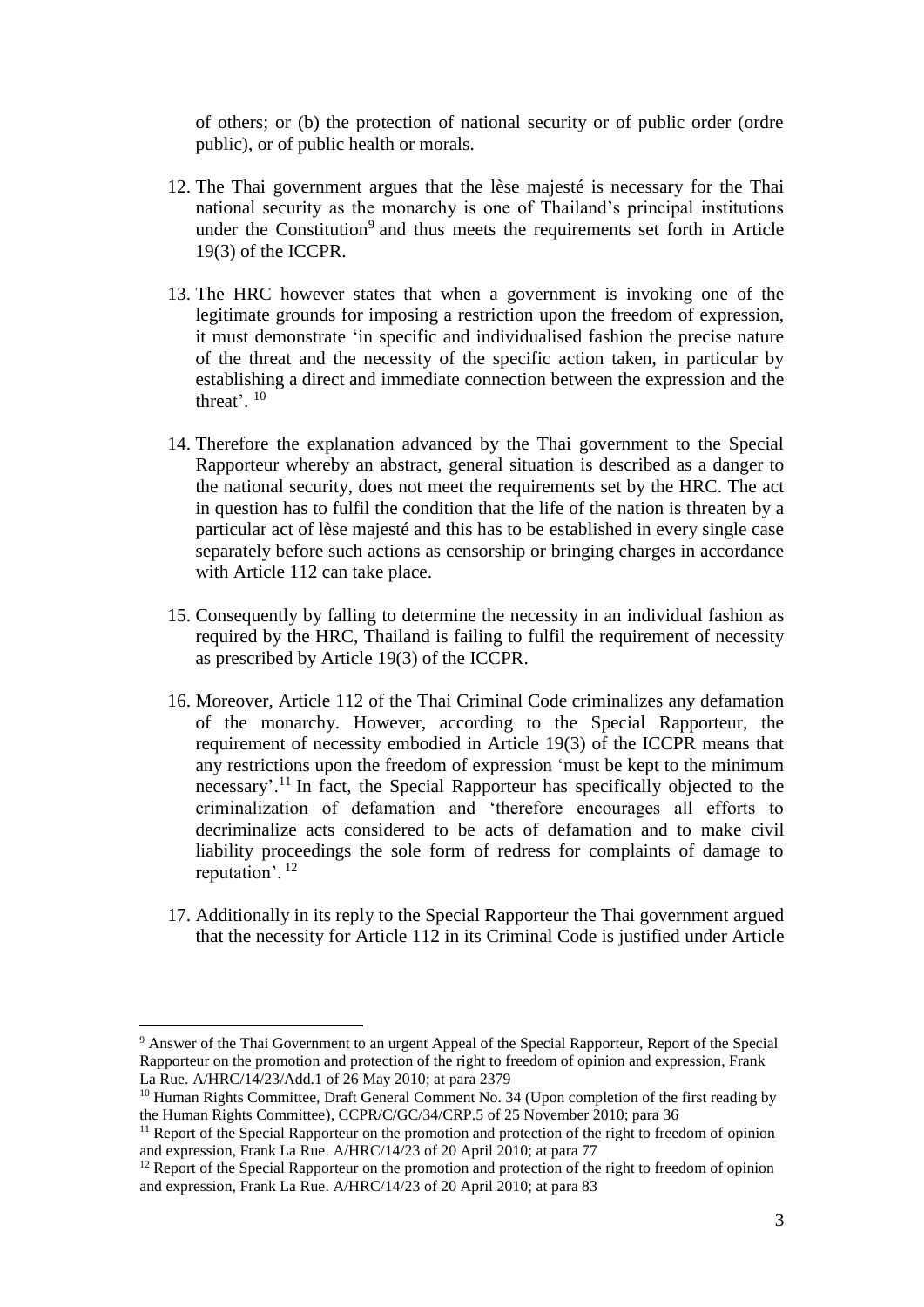of others; or (b) the protection of national security or of public order (ordre public), or of public health or morals.

12. The Thai government argues that the lèse majesté is necessary for the Thai national security as the monarchy is one of Thailand's principal institutions under the Constitution[9] and thus meets the requirements set forth in Article 19(3) of the ICCPR.

13. The HRC however states that when a government is invoking one of the legitimate grounds for imposing a restriction upon the freedom of expression, it must demonstrate 'in specific and individualised fashion the precise nature of the threat and the necessity of the specific action taken, in particular by establishing a direct and immediate connection between the expression and the threat'. [10]

14. Therefore the explanation advanced by the Thai government to the Special Rapporteur whereby an abstract, general situation is described as a danger to the national security, does not meet the requirements set by the HRC. The act in question has to fulfil the condition that the life of the nation is threaten by a particular act of lèse majesté and this has to be established in every single case separately before such actions as censorship or bringing charges in accordance with Article 112 can take place.

15. Consequently by falling to determine the necessity in an individual fashion as required by the HRC, Thailand is failing to fulfil the requirement of necessity as prescribed by Article 19(3) of the ICCPR.

16. Moreover, Article 112 of the Thai Criminal Code criminalizes any defamation of the monarchy. However, according to the Special Rapporteur, the requirement of necessity embodied in Article 19(3) of the ICCPR means that any restrictions upon the freedom of expression 'must be kept to the minimum necessary'.[11] In fact, the Special Rapporteur has specifically objected to the criminalization of defamation and 'therefore encourages all efforts to decriminalize acts considered to be acts of defamation and to make civil liability proceedings the sole form of redress for complaints of damage to reputation'. [12]

17. Additionally in its reply to the Special Rapporteur the Thai government argued that the necessity for Article 112 in its Criminal Code is justified under Article

---

[9] Answer of the Thai Government to an urgent Appeal of the Special Rapporteur, Report of the Special Rapporteur on the promotion and protection of the right to freedom of opinion and expression, Frank La Rue. A/HRC/14/23/Add.1 of 26 May 2010; at para 2379

[10] Human Rights Committee, Draft General Comment No. 34 (Upon completion of the first reading by the Human Rights Committee), CCPR/C/GC/34/CRP.5 of 25 November 2010; para 36

[11] Report of the Special Rapporteur on the promotion and protection of the right to freedom of opinion and expression, Frank La Rue. A/HRC/14/23 of 20 April 2010; at para 77

[12] Report of the Special Rapporteur on the promotion and protection of the right to freedom of opinion and expression, Frank La Rue. A/HRC/14/23 of 20 April 2010; at para 83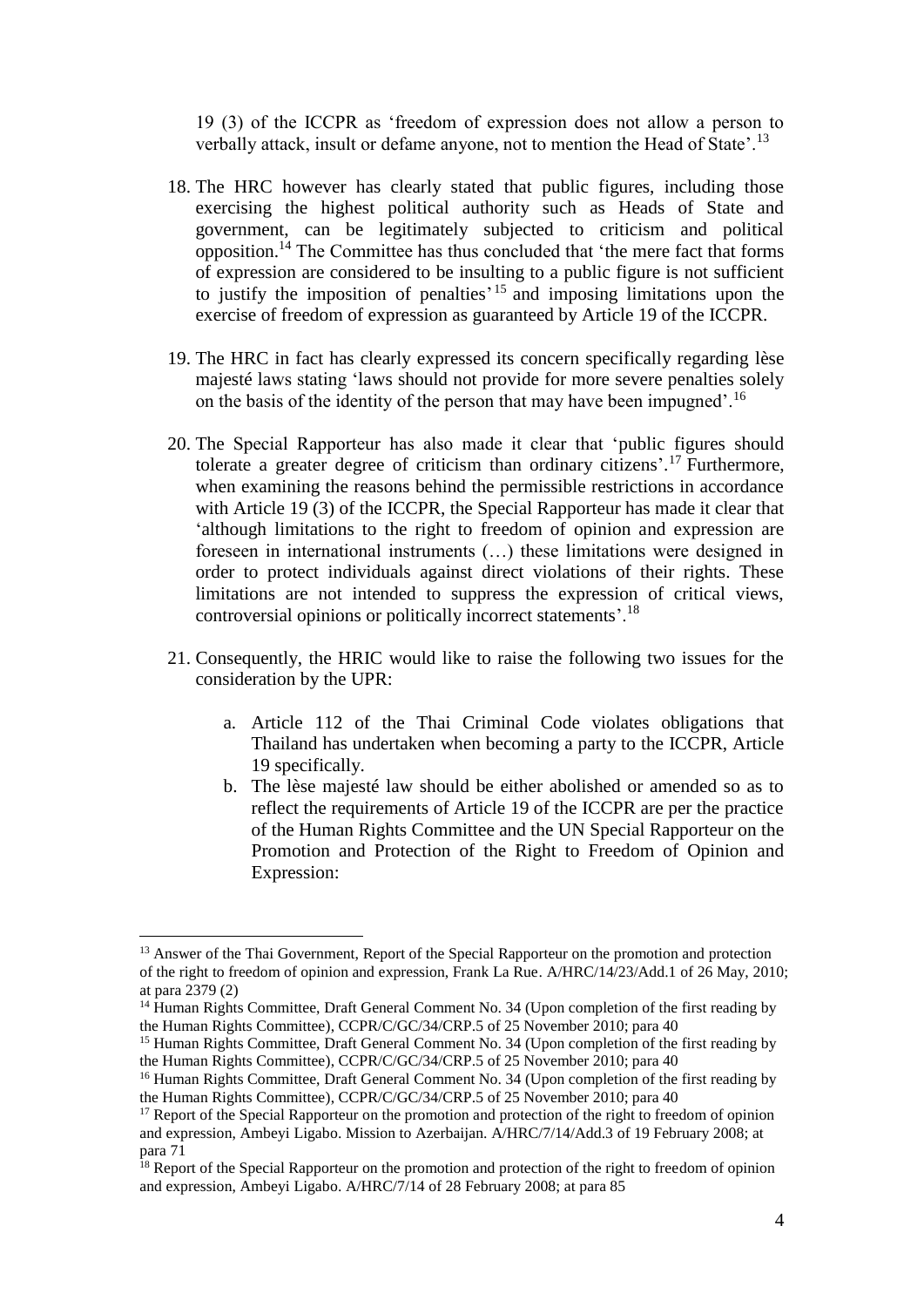19 (3) of the ICCPR as 'freedom of expression does not allow a person to verbally attack, insult or defame anyone, not to mention the Head of State'.[13]

18. The HRC however has clearly stated that public figures, including those exercising the highest political authority such as Heads of State and government, can be legitimately subjected to criticism and political opposition.[14] The Committee has thus concluded that 'the mere fact that forms of expression are considered to be insulting to a public figure is not sufficient to justify the imposition of penalties'[15] and imposing limitations upon the exercise of freedom of expression as guaranteed by Article 19 of the ICCPR.

19. The HRC in fact has clearly expressed its concern specifically regarding lèse majesté laws stating 'laws should not provide for more severe penalties solely on the basis of the identity of the person that may have been impugned'.[16]

20. The Special Rapporteur has also made it clear that 'public figures should tolerate a greater degree of criticism than ordinary citizens'.[17] Furthermore, when examining the reasons behind the permissible restrictions in accordance with Article 19 (3) of the ICCPR, the Special Rapporteur has made it clear that 'although limitations to the right to freedom of opinion and expression are foreseen in international instruments (…) these limitations were designed in order to protect individuals against direct violations of their rights. These limitations are not intended to suppress the expression of critical views, controversial opinions or politically incorrect statements'.[18]

21. Consequently, the HRIC would like to raise the following two issues for the consideration by the UPR:

    a. Article 112 of the Thai Criminal Code violates obligations that Thailand has undertaken when becoming a party to the ICCPR, Article 19 specifically.
    b. The lèse majesté law should be either abolished or amended so as to reflect the requirements of Article 19 of the ICCPR are per the practice of the Human Rights Committee and the UN Special Rapporteur on the Promotion and Protection of the Right to Freedom of Opinion and Expression:

---

[13] Answer of the Thai Government, Report of the Special Rapporteur on the promotion and protection of the right to freedom of opinion and expression, Frank La Rue. A/HRC/14/23/Add.1 of 26 May, 2010; at para 2379 (2)

[14] Human Rights Committee, Draft General Comment No. 34 (Upon completion of the first reading by the Human Rights Committee), CCPR/C/GC/34/CRP.5 of 25 November 2010; para 40

[15] Human Rights Committee, Draft General Comment No. 34 (Upon completion of the first reading by the Human Rights Committee), CCPR/C/GC/34/CRP.5 of 25 November 2010; para 40

[16] Human Rights Committee, Draft General Comment No. 34 (Upon completion of the first reading by the Human Rights Committee), CCPR/C/GC/34/CRP.5 of 25 November 2010; para 40

[17] Report of the Special Rapporteur on the promotion and protection of the right to freedom of opinion and expression, Ambeyi Ligabo. Mission to Azerbaijan. A/HRC/7/14/Add.3 of 19 February 2008; at para 71

[18] Report of the Special Rapporteur on the promotion and protection of the right to freedom of opinion and expression, Ambeyi Ligabo. A/HRC/7/14 of 28 February 2008; at para 85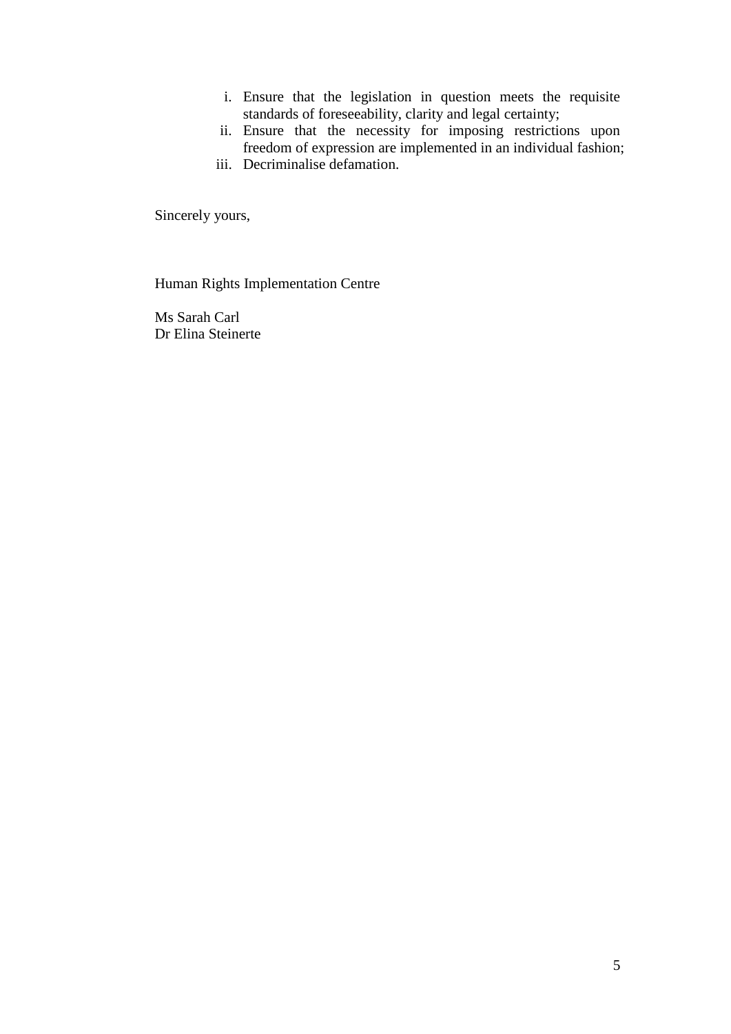i. Ensure that the legislation in question meets the requisite standards of foreseeability, clarity and legal certainty;
ii. Ensure that the necessity for imposing restrictions upon freedom of expression are implemented in an individual fashion;
iii. Decriminalise defamation.

Sincerely yours,

Human Rights Implementation Centre

Ms Sarah Carl
Dr Elina Steinerte